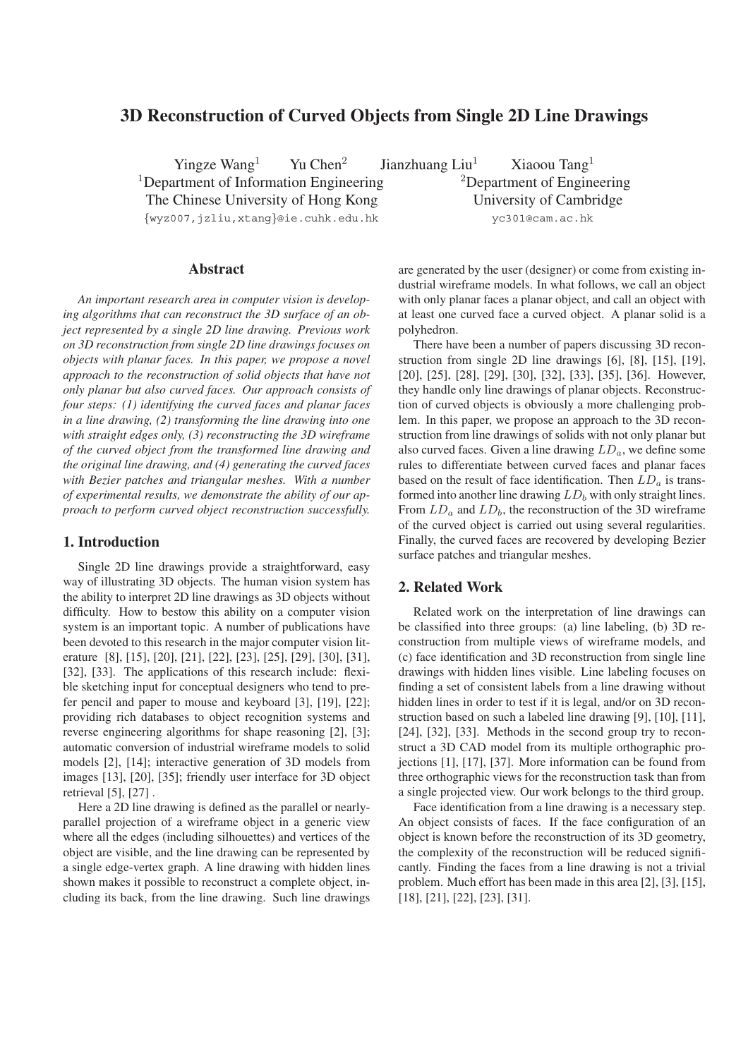# 3D Reconstruction of Curved Objects from Single 2D Line Drawings

Yingze Wang[1] Yu Chen[2] Jianzhuang Liu[1] Xiaoou Tang[1]

[1]Department of Information Engineering, The Chinese University of Hong Kong
{wyz007,jzliu,xtang}@ie.cuhk.edu.hk

[2]Department of Engineering, University of Cambridge
yc301@cam.ac.uk

## Abstract

*An important research area in computer vision is developing algorithms that can reconstruct the 3D surface of an object represented by a single 2D line drawing. Previous work on 3D reconstruction from single 2D line drawings focuses on objects with planar faces. In this paper, we propose a novel approach to the reconstruction of solid objects that have not only planar but also curved faces. Our approach consists of four steps: (1) identifying the curved faces and planar faces in a line drawing, (2) transforming the line drawing into one with straight edges only, (3) reconstructing the 3D wireframe of the curved object from the transformed line drawing and the original line drawing, and (4) generating the curved faces with Bezier patches and triangular meshes. With a number of experimental results, we demonstrate the ability of our approach to perform curved object reconstruction successfully.*

## 1. Introduction

Single 2D line drawings provide a straightforward, easy way of illustrating 3D objects. The human vision system has the ability to interpret 2D line drawings as 3D objects without difficulty. How to bestow this ability on a computer vision system is an important topic. A number of publications have been devoted to this research in the major computer vision literature [8], [15], [20], [21], [22], [23], [25], [29], [30], [31], [32], [33]. The applications of this research include: flexible sketching input for conceptual designers who tend to prefer pencil and paper to mouse and keyboard [3], [19], [22]; providing rich databases to object recognition systems and reverse engineering algorithms for shape reasoning [2], [3]; automatic conversion of industrial wireframe models to solid models [2], [14]; interactive generation of 3D models from images [13], [20], [35]; friendly user interface for 3D object retrieval [5], [27] .

Here a 2D line drawing is defined as the parallel or nearly-parallel projection of a wireframe object in a generic view where all the edges (including silhouettes) and vertices of the object are visible, and the line drawing can be represented by a single edge-vertex graph. A line drawing with hidden lines shown makes it possible to reconstruct a complete object, including its back, from the line drawing. Such line drawings are generated by the user (designer) or come from existing industrial wireframe models. In what follows, we call an object with only planar faces a planar object, and call an object with at least one curved face a curved object. A planar solid is a polyhedron.

There have been a number of papers discussing 3D reconstruction from single 2D line drawings [6], [8], [15], [19], [20], [25], [28], [29], [30], [32], [33], [35], [36]. However, they handle only line drawings of planar objects. Reconstruction of curved objects is obviously a more challenging problem. In this paper, we propose an approach to the 3D reconstruction from line drawings of solids with not only planar but also curved faces. Given a line drawing $LD_a$, we define some rules to differentiate between curved faces and planar faces based on the result of face identification. Then $LD_a$ is transformed into another line drawing $LD_b$ with only straight lines. From $LD_a$ and $LD_b$, the reconstruction of the 3D wireframe of the curved object is carried out using several regularities. Finally, the curved faces are recovered by developing Bezier surface patches and triangular meshes.

## 2. Related Work

Related work on the interpretation of line drawings can be classified into three groups: (a) line labeling, (b) 3D reconstruction from multiple views of wireframe models, and (c) face identification and 3D reconstruction from single line drawings with hidden lines visible. Line labeling focuses on finding a set of consistent labels from a line drawing without hidden lines in order to test if it is legal, and/or on 3D reconstruction based on such a labeled line drawing [9], [10], [11], [24], [32], [33]. Methods in the second group try to reconstruct a 3D CAD model from its multiple orthographic projections [1], [17], [37]. More information can be found from three orthographic views for the reconstruction task than from a single projected view. Our work belongs to the third group.

Face identification from a line drawing is a necessary step. An object consists of faces. If the face configuration of an object is known before the reconstruction of its 3D geometry, the complexity of the reconstruction will be reduced significantly. Finding the faces from a line drawing is not a trivial problem. Much effort has been made in this area [2], [3], [15], [18], [21], [22], [23], [31].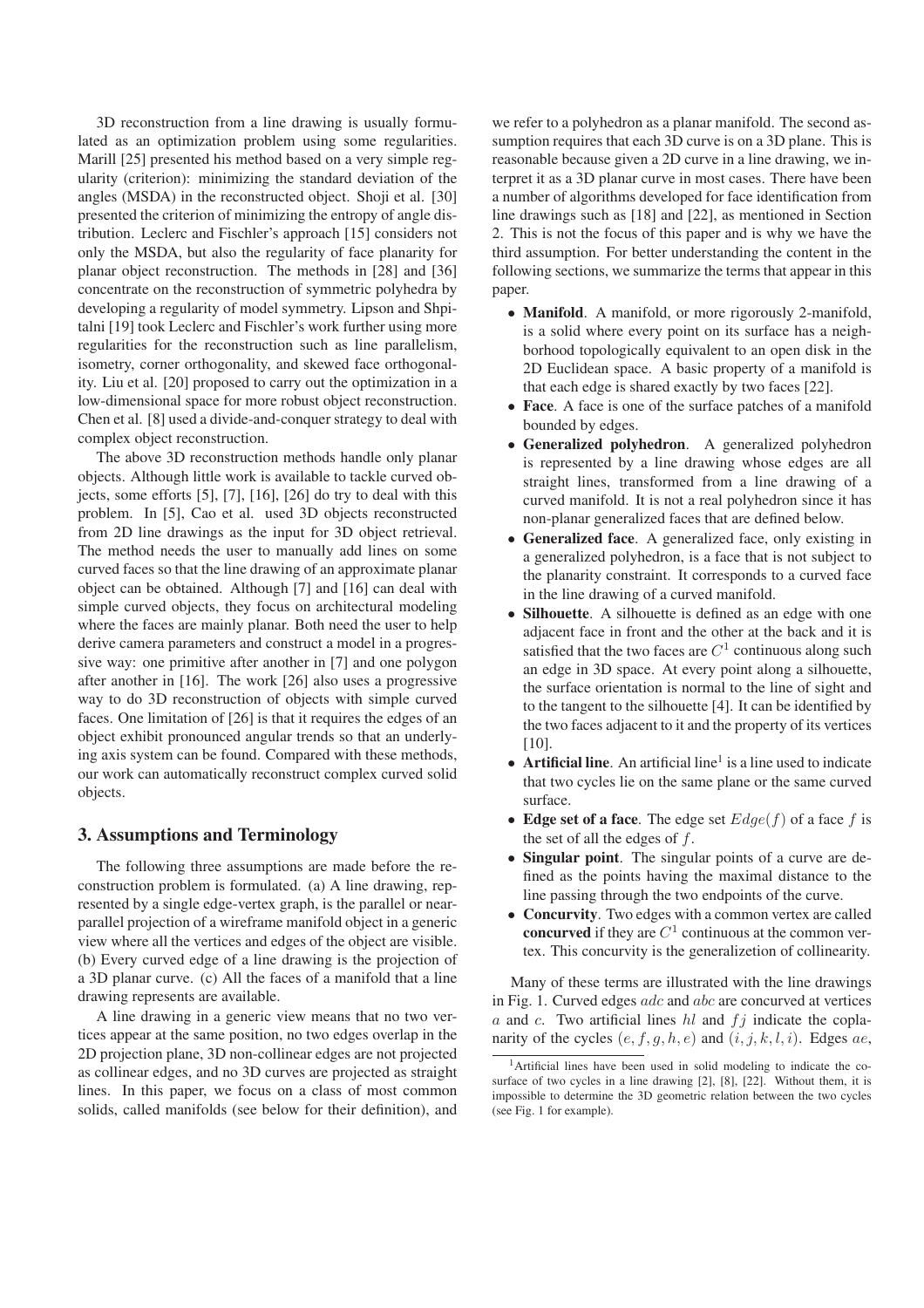3D reconstruction from a line drawing is usually formulated as an optimization problem using some regularities. Marill [25] presented his method based on a very simple regularity (criterion): minimizing the standard deviation of the angles (MSDA) in the reconstructed object. Shoji et al. [30] presented the criterion of minimizing the entropy of angle distribution. Leclerc and Fischler's approach [15] considers not only the MSDA, but also the regularity of face planarity for planar object reconstruction. The methods in [28] and [36] concentrate on the reconstruction of symmetric polyhedra by developing a regularity of model symmetry. Lipson and Shpitalni [19] took Leclerc and Fischler's work further using more regularities for the reconstruction such as line parallelism, isometry, corner orthogonality, and skewed face orthogonality. Liu et al. [20] proposed to carry out the optimization in a low-dimensional space for more robust object reconstruction. Chen et al. [8] used a divide-and-conquer strategy to deal with complex object reconstruction.

The above 3D reconstruction methods handle only planar objects. Although little work is available to tackle curved objects, some efforts [5], [7], [16], [26] do try to deal with this problem. In [5], Cao et al. used 3D objects reconstructed from 2D line drawings as the input for 3D object retrieval. The method needs the user to manually add lines on some curved faces so that the line drawing of an approximate planar object can be obtained. Although [7] and [16] can deal with simple curved objects, they focus on architectural modeling where the faces are mainly planar. Both need the user to help derive camera parameters and construct a model in a progressive way: one primitive after another in [7] and one polygon after another in [16]. The work [26] also uses a progressive way to do 3D reconstruction of objects with simple curved faces. One limitation of [26] is that it requires the edges of an object exhibit pronounced angular trends so that an underlying axis system can be found. Compared with these methods, our work can automatically reconstruct complex curved solid objects.

## 3. Assumptions and Terminology

The following three assumptions are made before the reconstruction problem is formulated. (a) A line drawing, represented by a single edge-vertex graph, is the parallel or near-parallel projection of a wireframe manifold object in a generic view where all the vertices and edges of the object are visible. (b) Every curved edge of a line drawing is the projection of a 3D planar curve. (c) All the faces of a manifold that a line drawing represents are available.

A line drawing in a generic view means that no two vertices appear at the same position, no two edges overlap in the 2D projection plane, 3D non-collinear edges are not projected as collinear edges, and no 3D curves are projected as straight lines. In this paper, we focus on a class of most common solids, called manifolds (see below for their definition), and we refer to a polyhedron as a planar manifold. The second assumption requires that each 3D curve is on a 3D plane. This is reasonable because given a 2D curve in a line drawing, we interpret it as a 3D planar curve in most cases. There have been a number of algorithms developed for face identification from line drawings such as [18] and [22], as mentioned in Section 2. This is not the focus of this paper and is why we have the third assumption. For better understanding the content in the following sections, we summarize the terms that appear in this paper.

- **Manifold**. A manifold, or more rigorously 2-manifold, is a solid where every point on its surface has a neighborhood topologically equivalent to an open disk in the 2D Euclidean space. A basic property of a manifold is that each edge is shared exactly by two faces [22].
- **Face**. A face is one of the surface patches of a manifold bounded by edges.
- **Generalized polyhedron**. A generalized polyhedron is represented by a line drawing whose edges are all straight lines, transformed from a line drawing of a curved manifold. It is not a real polyhedron since it has non-planar generalized faces that are defined below.
- **Generalized face**. A generalized face, only existing in a generalized polyhedron, is a face that is not subject to the planarity constraint. It corresponds to a curved face in the line drawing of a curved manifold.
- **Silhouette**. A silhouette is defined as an edge with one adjacent face in front and the other at the back and it is satisfied that the two faces are $C^1$ continuous along such an edge in 3D space. At every point along a silhouette, the surface orientation is normal to the line of sight and to the tangent to the silhouette [4]. It can be identified by the two faces adjacent to it and the property of its vertices [10].
- **Artificial line**. An artificial line[1] is a line used to indicate that two cycles lie on the same plane or the same curved surface.
- **Edge set of a face**. The edge set $Edge(f)$ of a face $f$ is the set of all the edges of $f$.
- **Singular point**. The singular points of a curve are defined as the points having the maximal distance to the line passing through the two endpoints of the curve.
- **Concurvity**. Two edges with a common vertex are called **concurved** if they are $C^1$ continuous at the common vertex. This concurvity is the generalizetion of collinearity.

Many of these terms are illustrated with the line drawings in Fig. 1. Curved edges $adc$ and $abc$ are concurved at vertices $a$ and $c$. Two artificial lines $hl$ and $fj$ indicate the coplanarity of the cycles $(e, f, g, h, e)$ and $(i, j, k, l, i)$. Edges $ae$,

[1] Artificial lines have been used in solid modeling to indicate the cosurface of two cycles in a line drawing [2], [8], [22]. Without them, it is impossible to determine the 3D geometric relation between the two cycles (see Fig. 1 for example).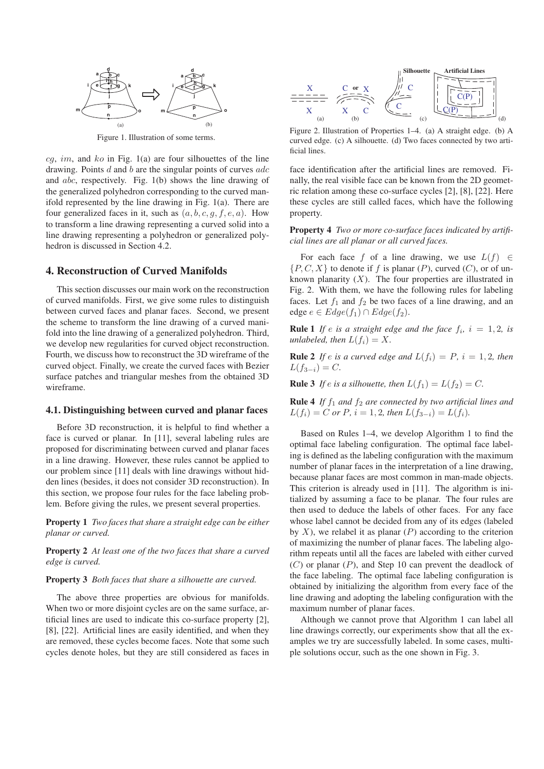Figure 1. Illustration of some terms.

$cg$, $im$, and $ko$ in Fig. 1(a) are four silhouettes of the line drawing. Points $d$ and $b$ are the singular points of curves $adc$ and $abc$, respectively. Fig. 1(b) shows the line drawing of the generalized polyhedron corresponding to the curved manifold represented by the line drawing in Fig. 1(a). There are four generalized faces in it, such as $(a, b, c, g, f, e, a)$. How to transform a line drawing representing a curved solid into a line drawing representing a polyhedron or generalized polyhedron is discussed in Section 4.2.

## 4. Reconstruction of Curved Manifolds

This section discusses our main work on the reconstruction of curved manifolds. First, we give some rules to distinguish between curved faces and planar faces. Second, we present the scheme to transform the line drawing of a curved manifold into the line drawing of a generalized polyhedron. Third, we develop new regularities for curved object reconstruction. Fourth, we discuss how to reconstruct the 3D wireframe of the curved object. Finally, we create the curved faces with Bezier surface patches and triangular meshes from the obtained 3D wireframe.

### 4.1. Distinguishing between curved and planar faces

Before 3D reconstruction, it is helpful to find whether a face is curved or planar. In [11], several labeling rules are proposed for discriminating between curved and planar faces in a line drawing. However, these rules cannot be applied to our problem since [11] deals with line drawings without hidden lines (besides, it does not consider 3D reconstruction). In this section, we propose four rules for the face labeling problem. Before giving the rules, we present several properties.

**Property 1** *Two faces that share a straight edge can be either planar or curved.*

**Property 2** *At least one of the two faces that share a curved edge is curved.*

**Property 3** *Both faces that share a silhouette are curved.*

The above three properties are obvious for manifolds. When two or more disjoint cycles are on the same surface, artificial lines are used to indicate this co-surface property [2], [8], [22]. Artificial lines are easily identified, and when they are removed, these cycles become faces. Note that some such cycles denote holes, but they are still considered as faces in face identification after the artificial lines are removed. Finally, the real visible face can be known from the 2D geometric relation among these co-surface cycles [2], [8], [22]. Here these cycles are still called faces, which have the following property.

Figure 2. Illustration of Properties 1–4. (a) A straight edge. (b) A curved edge. (c) A silhouette. (d) Two faces connected by two artificial lines.

**Property 4** *Two or more co-surface faces indicated by artificial lines are all planar or all curved faces.*

For each face $f$ of a line drawing, we use $L(f) \in \{P, C, X\}$ to denote if $f$ is planar ($P$), curved ($C$), or of unknown planarity ($X$). The four properties are illustrated in Fig. 2. With them, we have the following rules for labeling faces. Let $f_1$ and $f_2$ be two faces of a line drawing, and an edge $e \in Edge(f_1) \cap Edge(f_2)$.

**Rule 1** *If $e$ is a straight edge and the face $f_i$, $i = 1, 2$, is unlabeled, then $L(f_i) = X$.*

**Rule 2** *If $e$ is a curved edge and $L(f_i) = P$, $i = 1, 2$, then $L(f_{3-i}) = C$.*

**Rule 3** *If $e$ is a silhouette, then $L(f_1) = L(f_2) = C$.*

**Rule 4** *If $f_1$ and $f_2$ are connected by two artificial lines and $L(f_i) = C$ or $P$, $i = 1, 2$, then $L(f_{3-i}) = L(f_i)$.*

Based on Rules 1–4, we develop Algorithm 1 to find the optimal face labeling configuration. The optimal face labeling is defined as the labeling configuration with the maximum number of planar faces in the interpretation of a line drawing, because planar faces are most common in man-made objects. This criterion is already used in [11]. The algorithm is initialized by assuming a face to be planar. The four rules are then used to deduce the labels of other faces. For any face whose label cannot be decided from any of its edges (labeled by $X$), we relabel it as planar ($P$) according to the criterion of maximizing the number of planar faces. The labeling algorithm repeats until all the faces are labeled with either curved ($C$) or planar ($P$), and Step 10 can prevent the deadlock of the face labeling. The optimal face labeling configuration is obtained by initializing the algorithm from every face of the line drawing and adopting the labeling configuration with the maximum number of planar faces.

Although we cannot prove that Algorithm 1 can label all line drawings correctly, our experiments show that all the examples we try are successfully labeled. In some cases, multiple solutions occur, such as the one shown in Fig. 3.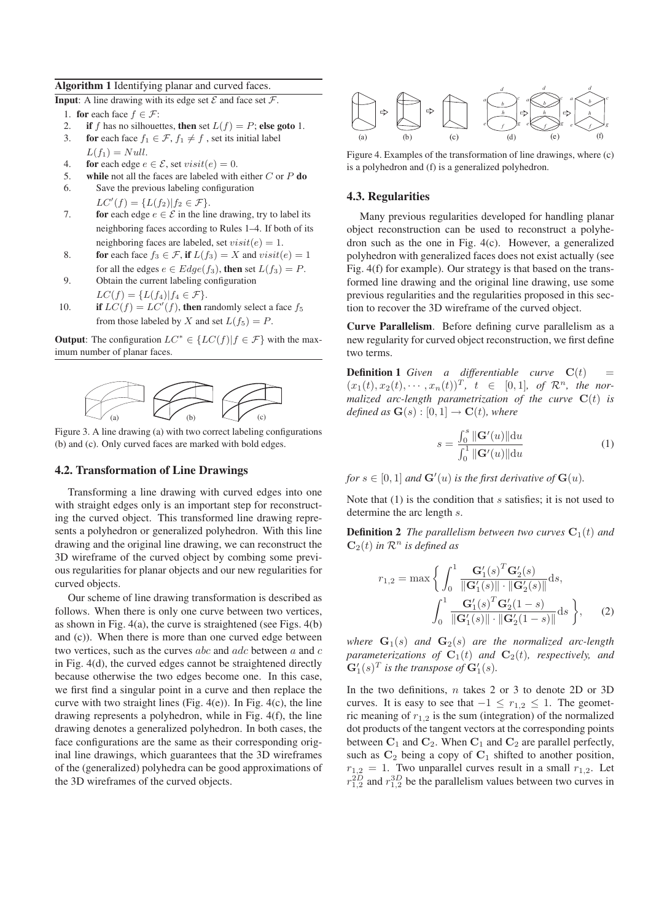**Algorithm 1** Identifying planar and curved faces.

**Input**: A line drawing with its edge set $\mathcal{E}$ and face set $\mathcal{F}$.

1. **for** each face $f \in \mathcal{F}$:
2. **if** $f$ has no silhouettes, **then** set $L(f) = P$; **else goto** 1.
3. **for** each face $f_1 \in \mathcal{F}$, $f_1 \neq f$ , set its initial label $L(f_1) = Null$.
4. **for** each edge $e \in \mathcal{E}$, set $visit(e) = 0$.
5. **while** not all the faces are labeled with either $C$ or $P$ **do**
6. Save the previous labeling configuration $LC'(f) = \{L(f_2)|f_2 \in \mathcal{F}\}$.
7. **for** each edge $e \in \mathcal{E}$ in the line drawing, try to label its neighboring faces according to Rules 1–4. If both of its neighboring faces are labeled, set $visit(e) = 1$.
8. **for** each face $f_3 \in \mathcal{F}$, **if** $L(f_3) = X$ and $visit(e) = 1$ for all the edges $e \in Edge(f_3)$, **then** set $L(f_3) = P$.
9. Obtain the current labeling configuration $LC(f) = \{L(f_4)|f_4 \in \mathcal{F}\}$.
10. **if** $LC(f) = LC'(f)$, **then** randomly select a face $f_5$ from those labeled by $X$ and set $L(f_5) = P$.

**Output**: The configuration $LC^* \in \{LC(f)|f \in \mathcal{F}\}$ with the maximum number of planar faces.

Figure 3. A line drawing (a) with two correct labeling configurations (b) and (c). Only curved faces are marked with bold edges.

### 4.2. Transformation of Line Drawings

Transforming a line drawing with curved edges into one with straight edges only is an important step for reconstructing the curved object. This transformed line drawing represents a polyhedron or generalized polyhedron. With this line drawing and the original line drawing, we can reconstruct the 3D wireframe of the curved object by combing some previous regularities for planar objects and our new regularities for curved objects.

Our scheme of line drawing transformation is described as follows. When there is only one curve between two vertices, as shown in Fig. 4(a), the curve is straightened (see Figs. 4(b) and (c)). When there is more than one curved edge between two vertices, such as the curves $abc$ and $adc$ between $a$ and $c$ in Fig. 4(d), the curved edges cannot be straightened directly because otherwise the two edges become one. In this case, we first find a singular point in a curve and then replace the curve with two straight lines (Fig. 4(e)). In Fig. 4(c), the line drawing represents a polyhedron, while in Fig. 4(f), the line drawing denotes a generalized polyhedron. In both cases, the face configurations are the same as their corresponding original line drawings, which guarantees that the 3D wireframes of the (generalized) polyhedra can be good approximations of the 3D wireframes of the curved objects.

Figure 4. Examples of the transformation of line drawings, where (c) is a polyhedron and (f) is a generalized polyhedron.

### 4.3. Regularities

Many previous regularities developed for handling planar object reconstruction can be used to reconstruct a polyhedron such as the one in Fig. 4(c). However, a generalized polyhedron with generalized faces does not exist actually (see Fig. 4(f) for example). Our strategy is that based on the transformed line drawing and the original line drawing, use some previous regularities and the regularities proposed in this section to recover the 3D wireframe of the curved object.

**Curve Parallelism**. Before defining curve parallelism as a new regularity for curved object reconstruction, we first define two terms.

**Definition 1** *Given a differentiable curve* $\mathbf{C}(t) = (x_1(t), x_2(t), \cdots, x_n(t))^T$, $t \in [0, 1]$, *of* $\mathcal{R}^n$, *the normalized arc-length parametrization of the curve* $\mathbf{C}(t)$ *is defined as* $\mathbf{G}(s) : [0, 1] \to \mathbf{C}(t)$, *where*

$$s = \frac{\int_0^s \|\mathbf{G}'(u)\| \mathrm{d}u}{\int_0^1 \|\mathbf{G}'(u)\| \mathrm{d}u} \tag{1}$$

*for* $s \in [0, 1]$ *and* $\mathbf{G}'(u)$ *is the first derivative of* $\mathbf{G}(u)$.

Note that (1) is the condition that $s$ satisfies; it is not used to determine the arc length $s$.

**Definition 2** *The parallelism between two curves* $\mathbf{C}_1(t)$ *and* $\mathbf{C}_2(t)$ *in* $\mathcal{R}^n$ *is defined as*

$$r_{1,2} = \max \left\{ \int_0^1 \frac{\mathbf{G}_1'(s)^T \mathbf{G}_2'(s)}{\|\mathbf{G}_1'(s)\| \cdot \|\mathbf{G}_2'(s)\|} \mathrm{d}s, \int_0^1 \frac{\mathbf{G}_1'(s)^T \mathbf{G}_2'(1-s)}{\|\mathbf{G}_1'(s)\| \cdot \|\mathbf{G}_2'(1-s)\|} \mathrm{d}s \right\}, \tag{2}$$

*where* $\mathbf{G}_1(s)$ *and* $\mathbf{G}_2(s)$ *are the normalized arc-length parameterizations of* $\mathbf{C}_1(t)$ *and* $\mathbf{C}_2(t)$, *respectively, and* $\mathbf{G}_1'(s)^T$ *is the transpose of* $\mathbf{G}_1'(s)$.

In the two definitions, $n$ takes 2 or 3 to denote 2D or 3D curves. It is easy to see that $-1 \leq r_{1,2} \leq 1$. The geometric meaning of $r_{1,2}$ is the sum (integration) of the normalized dot products of the tangent vectors at the corresponding points between $\mathbf{C}_1$ and $\mathbf{C}_2$. When $\mathbf{C}_1$ and $\mathbf{C}_2$ are parallel perfectly, such as $\mathbf{C}_2$ being a copy of $\mathbf{C}_1$ shifted to another position, $r_{1,2} = 1$. Two unparallel curves result in a small $r_{1,2}$. Let $r_{1,2}^{2D}$ and $r_{1,2}^{3D}$ be the parallelism values between two curves in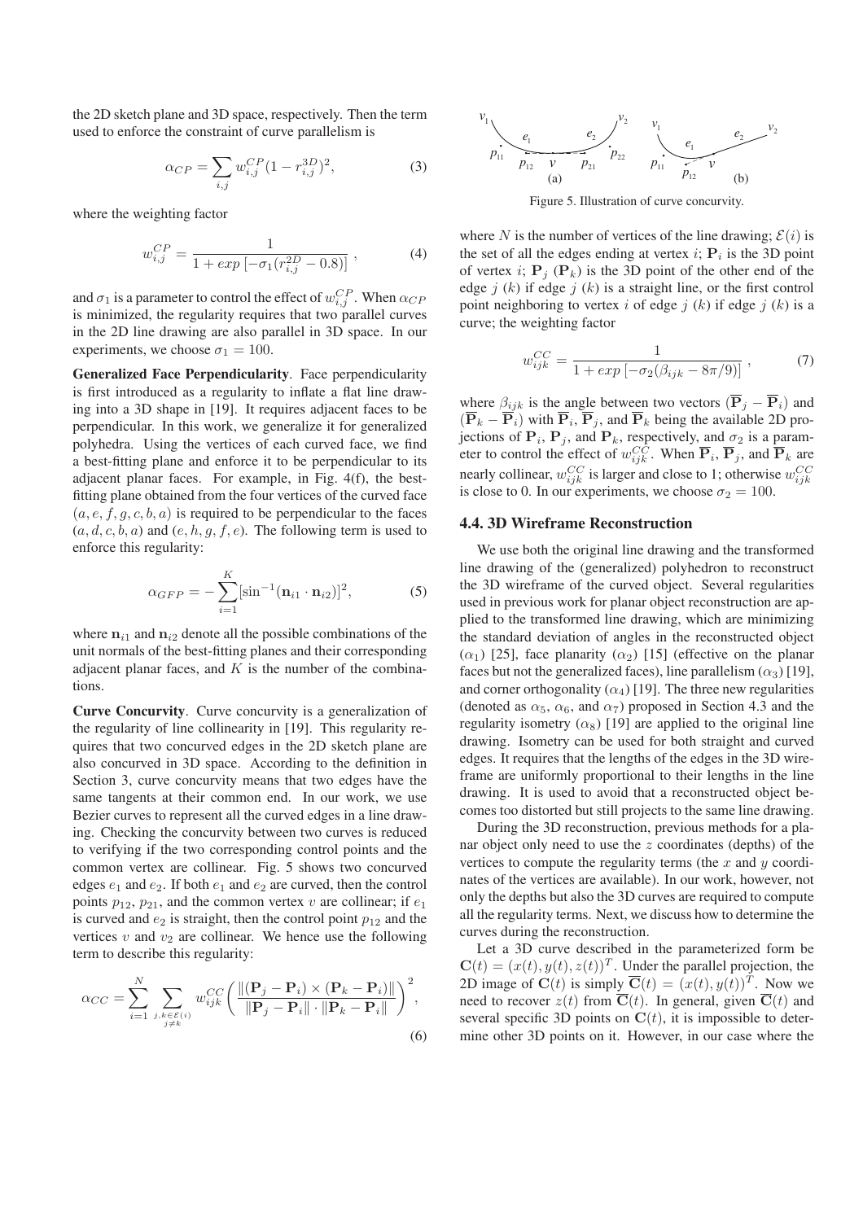the 2D sketch plane and 3D space, respectively. Then the term used to enforce the constraint of curve parallelism is

$$\alpha_{CP} = \sum_{i,j} w_{i,j}^{CP}(1 - r_{i,j}^{3D})^2, \tag{3}$$

where the weighting factor

$$w_{i,j}^{CP} = \frac{1}{1 + exp\left[-\sigma_1(r_{i,j}^{2D} - 0.8)\right]}, \tag{4}$$

and $\sigma_1$ is a parameter to control the effect of $w_{i,j}^{CP}$. When $\alpha_{CP}$ is minimized, the regularity requires that two parallel curves in the 2D line drawing are also parallel in 3D space. In our experiments, we choose $\sigma_1 = 100$.

**Generalized Face Perpendicularity**. Face perpendicularity is first introduced as a regularity to inflate a flat line drawing into a 3D shape in [19]. It requires adjacent faces to be perpendicular. In this work, we generalize it for generalized polyhedra. Using the vertices of each curved face, we find a best-fitting plane and enforce it to be perpendicular to its adjacent planar faces. For example, in Fig. 4(f), the best-fitting plane obtained from the four vertices of the curved face $(a, e, f, g, c, b, a)$ is required to be perpendicular to the faces $(a, d, c, b, a)$ and $(e, h, g, f, e)$. The following term is used to enforce this regularity:

$$\alpha_{GFP} = -\sum_{i=1}^{K} [\sin^{-1}(\mathbf{n}_{i1} \cdot \mathbf{n}_{i2})]^2, \tag{5}$$

where $\mathbf{n}_{i1}$ and $\mathbf{n}_{i2}$ denote all the possible combinations of the unit normals of the best-fitting planes and their corresponding adjacent planar faces, and $K$ is the number of the combinations.

**Curve Concurvity**. Curve concurvity is a generalization of the regularity of line collinearity in [19]. This regularity requires that two concurved edges in the 2D sketch plane are also concurved in 3D space. According to the definition in Section 3, curve concurvity means that two edges have the same tangents at their common end. In our work, we use Bezier curves to represent all the curved edges in a line drawing. Checking the concurvity between two curves is reduced to verifying if the two corresponding control points and the common vertex are collinear. Fig. 5 shows two concurved edges $e_1$ and $e_2$. If both $e_1$ and $e_2$ are curved, then the control points $p_{12}$, $p_{21}$, and the common vertex $v$ are collinear; if $e_1$ is curved and $e_2$ is straight, then the control point $p_{12}$ and the vertices $v$ and $v_2$ are collinear. We hence use the following term to describe this regularity:

$$\alpha_{CC} = \sum_{i=1}^{N} \sum_{\substack{j,k \in \mathcal{E}(i) \\ j \neq k}} w_{ijk}^{CC} \left( \frac{\|(\mathbf{P}_j - \mathbf{P}_i) \times (\mathbf{P}_k - \mathbf{P}_i)\|}{\|\mathbf{P}_j - \mathbf{P}_i\| \cdot \|\mathbf{P}_k - \mathbf{P}_i\|} \right)^2, \tag{6}$$

Figure 5. Illustration of curve concurvity.

where $N$ is the number of vertices of the line drawing; $\mathcal{E}(i)$ is the set of all the edges ending at vertex $i$; $\mathbf{P}_i$ is the 3D point of vertex $i$; $\mathbf{P}_j$ ($\mathbf{P}_k$) is the 3D point of the other end of the edge $j$ ($k$) if edge $j$ ($k$) is a straight line, or the first control point neighboring to vertex $i$ of edge $j$ ($k$) if edge $j$ ($k$) is a curve; the weighting factor

$$w_{ijk}^{CC} = \frac{1}{1 + exp\left[-\sigma_2(\beta_{ijk} - 8\pi/9)\right]}, \tag{7}$$

where $\beta_{ijk}$ is the angle between two vectors $(\overline{\mathbf{P}}_j - \overline{\mathbf{P}}_i)$ and $(\overline{\mathbf{P}}_k - \overline{\mathbf{P}}_i)$ with $\overline{\mathbf{P}}_i$, $\overline{\mathbf{P}}_j$, and $\overline{\mathbf{P}}_k$ being the available 2D projections of $\mathbf{P}_i$, $\mathbf{P}_j$, and $\mathbf{P}_k$, respectively, and $\sigma_2$ is a parameter to control the effect of $w_{ijk}^{CC}$. When $\overline{\mathbf{P}}_i$, $\overline{\mathbf{P}}_j$, and $\overline{\mathbf{P}}_k$ are nearly collinear, $w_{ijk}^{CC}$ is larger and close to 1; otherwise $w_{ijk}^{CC}$ is close to 0. In our experiments, we choose $\sigma_2 = 100$.

### 4.4. 3D Wireframe Reconstruction

We use both the original line drawing and the transformed line drawing of the (generalized) polyhedron to reconstruct the 3D wireframe of the curved object. Several regularities used in previous work for planar object reconstruction are applied to the transformed line drawing, which are minimizing the standard deviation of angles in the reconstructed object ($\alpha_1$) [25], face planarity ($\alpha_2$) [15] (effective on the planar faces but not the generalized faces), line parallelism ($\alpha_3$) [19], and corner orthogonality ($\alpha_4$) [19]. The three new regularities (denoted as $\alpha_5$, $\alpha_6$, and $\alpha_7$) proposed in Section 4.3 and the regularity isometry ($\alpha_8$) [19] are applied to the original line drawing. Isometry can be used for both straight and curved edges. It requires that the lengths of the edges in the 3D wireframe are uniformly proportional to their lengths in the line drawing. It is used to avoid that a reconstructed object becomes too distorted but still projects to the same line drawing.

During the 3D reconstruction, previous methods for a planar object only need to use the $z$ coordinates (depths) of the vertices to compute the regularity terms (the $x$ and $y$ coordinates of the vertices are available). In our work, however, not only the depths but also the 3D curves are required to compute all the regularity terms. Next, we discuss how to determine the curves during the reconstruction.

Let a 3D curve described in the parameterized form be $\mathbf{C}(t) = (x(t), y(t), z(t))^T$. Under the parallel projection, the 2D image of $\mathbf{C}(t)$ is simply $\overline{\mathbf{C}}(t) = (x(t), y(t))^T$. Now we need to recover $z(t)$ from $\overline{\mathbf{C}}(t)$. In general, given $\overline{\mathbf{C}}(t)$ and several specific 3D points on $\mathbf{C}(t)$, it is impossible to determine other 3D points on it. However, in our case where the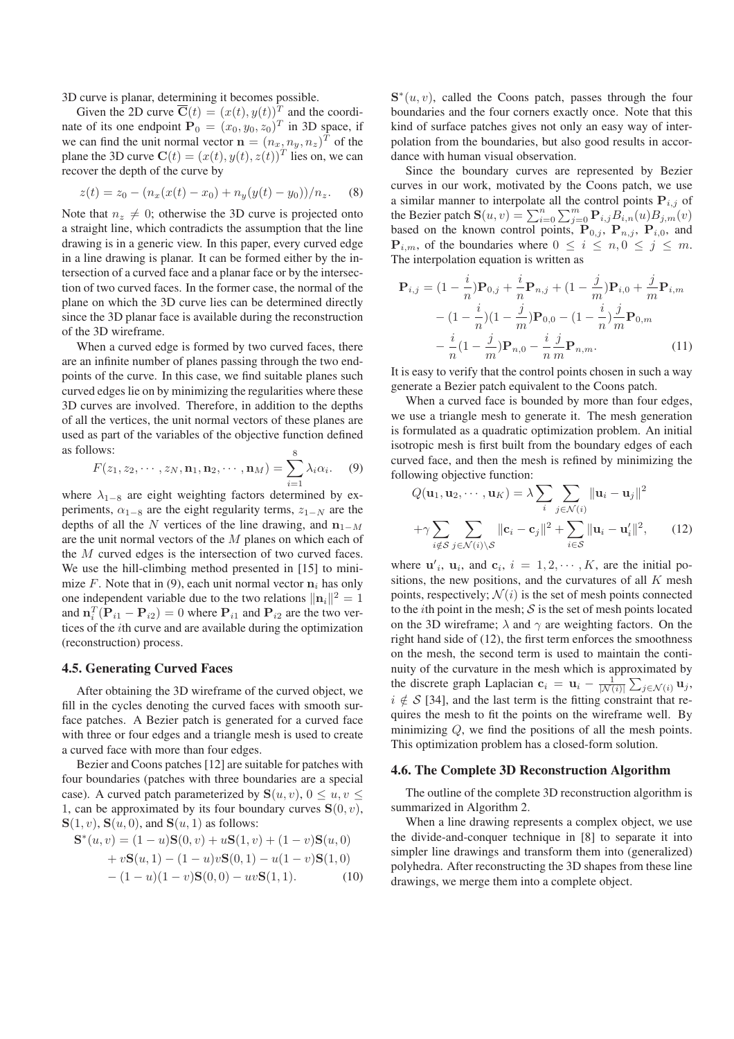3D curve is planar, determining it becomes possible.

Given the 2D curve $\overline{\mathbf{C}}(t) = (x(t), y(t))^T$ and the coordinate of its one endpoint $\mathbf{P}_0 = (x_0, y_0, z_0)^T$ in 3D space, if we can find the unit normal vector $\mathbf{n} = (n_x, n_y, n_z)^T$ of the plane the 3D curve $\mathbf{C}(t) = (x(t), y(t), z(t))^T$ lies on, we can recover the depth of the curve by

$$z(t) = z_0 - (n_x(x(t) - x_0) + n_y(y(t) - y_0))/n_z. \quad (8)$$

Note that $n_z \neq 0$; otherwise the 3D curve is projected onto a straight line, which contradicts the assumption that the line drawing is in a generic view. In this paper, every curved edge in a line drawing is planar. It can be formed either by the intersection of a curved face and a planar face or by the intersection of two curved faces. In the former case, the normal of the plane on which the 3D curve lies can be determined directly since the 3D planar face is available during the reconstruction of the 3D wireframe.

When a curved edge is formed by two curved faces, there are an infinite number of planes passing through the two endpoints of the curve. In this case, we find suitable planes such curved edges lie on by minimizing the regularities where these 3D curves are involved. Therefore, in addition to the depths of all the vertices, the unit normal vectors of these planes are used as part of the variables of the objective function defined as follows:

$$F(z_1, z_2, \cdots, z_N, \mathbf{n}_1, \mathbf{n}_2, \cdots, \mathbf{n}_M) = \sum_{i=1}^{8} \lambda_i \alpha_i. \quad (9)$$

where $\lambda_{1-8}$ are eight weighting factors determined by experiments, $\alpha_{1-8}$ are the eight regularity terms, $z_{1-N}$ are the depths of all the $N$ vertices of the line drawing, and $\mathbf{n}_{1-M}$ are the unit normal vectors of the $M$ planes on which each of the $M$ curved edges is the intersection of two curved faces. We use the hill-climbing method presented in [15] to minimize $F$. Note that in (9), each unit normal vector $\mathbf{n}_i$ has only one independent variable due to the two relations $\|\mathbf{n}_i\|^2 = 1$ and $\mathbf{n}_i^T(\mathbf{P}_{i1} - \mathbf{P}_{i2}) = 0$ where $\mathbf{P}_{i1}$ and $\mathbf{P}_{i2}$ are the two vertices of the $i$th curve and are available during the optimization (reconstruction) process.

### 4.5. Generating Curved Faces

After obtaining the 3D wireframe of the curved object, we fill in the cycles denoting the curved faces with smooth surface patches. A Bezier patch is generated for a curved face with three or four edges and a triangle mesh is used to create a curved face with more than four edges.

Bezier and Coons patches [12] are suitable for patches with four boundaries (patches with three boundaries are a special case). A curved patch parameterized by $\mathbf{S}(u, v)$, $0 \leq u, v \leq 1$, can be approximated by its four boundary curves $\mathbf{S}(0, v)$, $\mathbf{S}(1, v)$, $\mathbf{S}(u, 0)$, and $\mathbf{S}(u, 1)$ as follows:

$$\begin{aligned}\mathbf{S}^*(u, v) &= (1-u)\mathbf{S}(0, v) + u\mathbf{S}(1, v) + (1-v)\mathbf{S}(u, 0) \\ &+ v\mathbf{S}(u, 1) - (1-u)v\mathbf{S}(0, 1) - u(1-v)\mathbf{S}(1, 0) \\ &- (1-u)(1-v)\mathbf{S}(0, 0) - uv\mathbf{S}(1, 1). \quad (10)\end{aligned}$$

$\mathbf{S}^*(u, v)$, called the Coons patch, passes through the four boundaries and the four corners exactly once. Note that this kind of surface patches gives not only an easy way of interpolation from the boundaries, but also good results in accordance with human visual observation.

Since the boundary curves are represented by Bezier curves in our work, motivated by the Coons patch, we use a similar manner to interpolate all the control points $\mathbf{P}_{i,j}$ of the Bezier patch $\mathbf{S}(u, v) = \sum_{i=0}^{n} \sum_{j=0}^{m} \mathbf{P}_{i,j} B_{i,n}(u) B_{j,m}(v)$ based on the known control points, $\mathbf{P}_{0,j}$, $\mathbf{P}_{n,j}$, $\mathbf{P}_{i,0}$, and $\mathbf{P}_{i,m}$, of the boundaries where $0 \leq i \leq n, 0 \leq j \leq m$. The interpolation equation is written as

$$\begin{aligned}\mathbf{P}_{i,j} &= (1 - \frac{i}{n})\mathbf{P}_{0,j} + \frac{i}{n}\mathbf{P}_{n,j} + (1 - \frac{j}{m})\mathbf{P}_{i,0} + \frac{j}{m}\mathbf{P}_{i,m} \\ &- (1 - \frac{i}{n})(1 - \frac{j}{m})\mathbf{P}_{0,0} - (1 - \frac{i}{n})\frac{j}{m}\mathbf{P}_{0,m} \\ &- \frac{i}{n}(1 - \frac{j}{m})\mathbf{P}_{n,0} - \frac{i}{n}\frac{j}{m}\mathbf{P}_{n,m}. \quad (11)\end{aligned}$$

It is easy to verify that the control points chosen in such a way generate a Bezier patch equivalent to the Coons patch.

When a curved face is bounded by more than four edges, we use a triangle mesh to generate it. The mesh generation is formulated as a quadratic optimization problem. An initial isotropic mesh is first built from the boundary edges of each curved face, and then the mesh is refined by minimizing the following objective function:

$$\begin{aligned}Q(\mathbf{u}_1, \mathbf{u}_2, \cdots, \mathbf{u}_K) &= \lambda \sum_{i} \sum_{j \in \mathcal{N}(i)} \|\mathbf{u}_i - \mathbf{u}_j\|^2 \\ &+ \gamma \sum_{i \notin \mathcal{S}} \sum_{j \in \mathcal{N}(i) \setminus \mathcal{S}} \|\mathbf{c}_i - \mathbf{c}_j\|^2 + \sum_{i \in \mathcal{S}} \|\mathbf{u}_i - \mathbf{u}'_i\|^2, \quad (12)\end{aligned}$$

where $\mathbf{u}'_i$, $\mathbf{u}_i$, and $\mathbf{c}_i$, $i = 1, 2, \cdots, K$, are the initial positions, the new positions, and the curvatures of all $K$ mesh points, respectively; $\mathcal{N}(i)$ is the set of mesh points connected to the $i$th point in the mesh; $\mathcal{S}$ is the set of mesh points located on the 3D wireframe; $\lambda$ and $\gamma$ are weighting factors. On the right hand side of (12), the first term enforces the smoothness on the mesh, the second term is used to maintain the continuity of the curvature in the mesh which is approximated by the discrete graph Laplacian $\mathbf{c}_i = \mathbf{u}_i - \frac{1}{|\mathcal{N}(i)|} \sum_{j \in \mathcal{N}(i)} \mathbf{u}_j$, $i \notin \mathcal{S}$ [34], and the last term is the fitting constraint that requires the mesh to fit the points on the wireframe well. By minimizing $Q$, we find the positions of all the mesh points. This optimization problem has a closed-form solution.

### 4.6. The Complete 3D Reconstruction Algorithm

The outline of the complete 3D reconstruction algorithm is summarized in Algorithm 2.

When a line drawing represents a complex object, we use the divide-and-conquer technique in [8] to separate it into simpler line drawings and transform them into (generalized) polyhedra. After reconstructing the 3D shapes from these line drawings, we merge them into a complete object.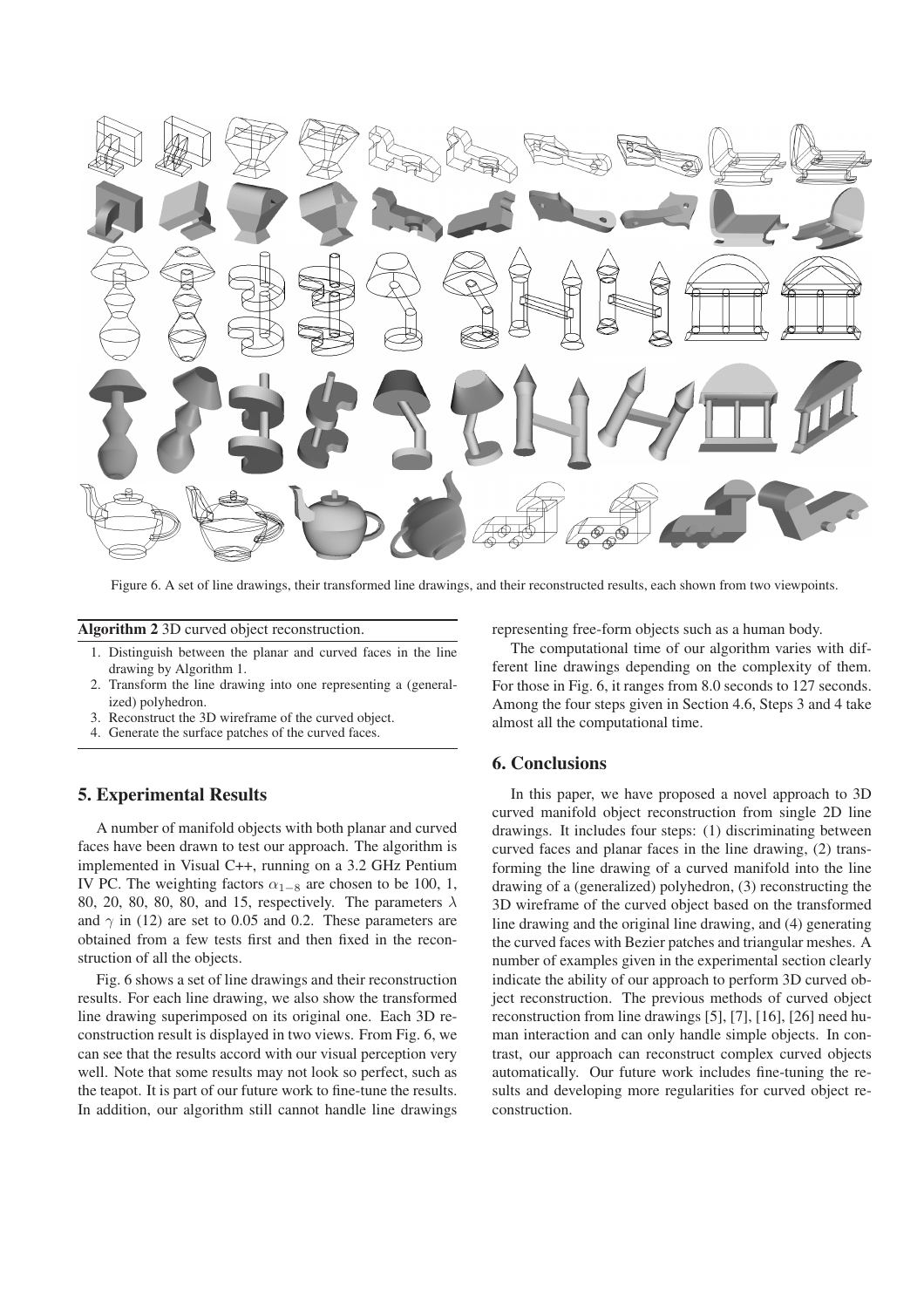Figure 6. A set of line drawings, their transformed line drawings, and their reconstructed results, each shown from two viewpoints.

**Algorithm 2** 3D curved object reconstruction.

1. Distinguish between the planar and curved faces in the line drawing by Algorithm 1.
2. Transform the line drawing into one representing a (generalized) polyhedron.
3. Reconstruct the 3D wireframe of the curved object.
4. Generate the surface patches of the curved faces.

## 5. Experimental Results

A number of manifold objects with both planar and curved faces have been drawn to test our approach. The algorithm is implemented in Visual C++, running on a 3.2 GHz Pentium IV PC. The weighting factors $\alpha_{1-8}$ are chosen to be 100, 1, 80, 20, 80, 80, 80, and 15, respectively. The parameters $\lambda$ and $\gamma$ in (12) are set to 0.05 and 0.2. These parameters are obtained from a few tests first and then fixed in the reconstruction of all the objects.

Fig. 6 shows a set of line drawings and their reconstruction results. For each line drawing, we also show the transformed line drawing superimposed on its original one. Each 3D reconstruction result is displayed in two views. From Fig. 6, we can see that the results accord with our visual perception very well. Note that some results may not look so perfect, such as the teapot. It is part of our future work to fine-tune the results. In addition, our algorithm still cannot handle line drawings representing free-form objects such as a human body.

The computational time of our algorithm varies with different line drawings depending on the complexity of them. For those in Fig. 6, it ranges from 8.0 seconds to 127 seconds. Among the four steps given in Section 4.6, Steps 3 and 4 take almost all the computational time.

## 6. Conclusions

In this paper, we have proposed a novel approach to 3D curved manifold object reconstruction from single 2D line drawings. It includes four steps: (1) discriminating between curved faces and planar faces in the line drawing, (2) transforming the line drawing of a curved manifold into the line drawing of a (generalized) polyhedron, (3) reconstructing the 3D wireframe of the curved object based on the transformed line drawing and the original line drawing, and (4) generating the curved faces with Bezier patches and triangular meshes. A number of examples given in the experimental section clearly indicate the ability of our approach to perform 3D curved object reconstruction. The previous methods of curved object reconstruction from line drawings [5], [7], [16], [26] need human interaction and can only handle simple objects. In contrast, our approach can reconstruct complex curved objects automatically. Our future work includes fine-tuning the results and developing more regularities for curved object reconstruction.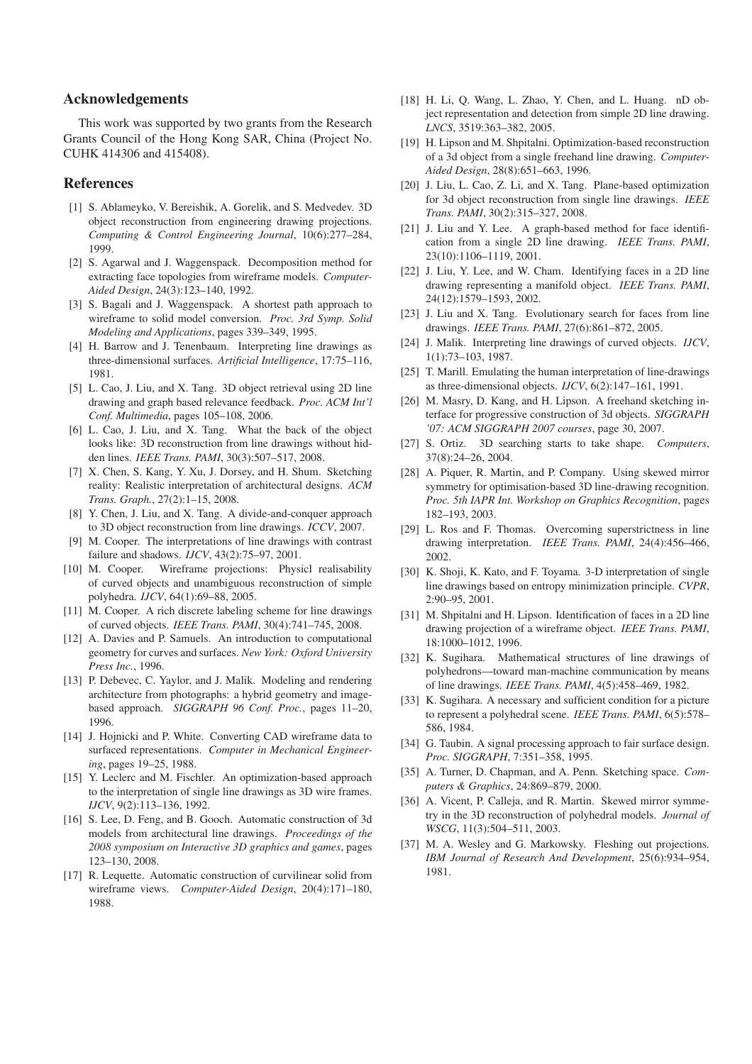## Acknowledgements

This work was supported by two grants from the Research Grants Council of the Hong Kong SAR, China (Project No. CUHK 414306 and 415408).

## References

- [1] S. Ablameyko, V. Bereishik, A. Gorelik, and S. Medvedev. 3D object reconstruction from engineering drawing projections. *Computing & Control Engineering Journal*, 10(6):277–284, 1999.
- [2] S. Agarwal and J. Waggenspack. Decomposition method for extracting face topologies from wireframe models. *Computer-Aided Design*, 24(3):123–140, 1992.
- [3] S. Bagali and J. Waggenspack. A shortest path approach to wireframe to solid model conversion. *Proc. 3rd Symp. Solid Modeling and Applications*, pages 339–349, 1995.
- [4] H. Barrow and J. Tenenbaum. Interpreting line drawings as three-dimensional surfaces. *Artificial Intelligence*, 17:75–116, 1981.
- [5] L. Cao, J. Liu, and X. Tang. 3D object retrieval using 2D line drawing and graph based relevance feedback. *Proc. ACM Int'l Conf. Multimedia*, pages 105–108, 2006.
- [6] L. Cao, J. Liu, and X. Tang. What the back of the object looks like: 3D reconstruction from line drawings without hidden lines. *IEEE Trans. PAMI*, 30(3):507–517, 2008.
- [7] X. Chen, S. Kang, Y. Xu, J. Dorsey, and H. Shum. Sketching reality: Realistic interpretation of architectural designs. *ACM Trans. Graph.*, 27(2):1–15, 2008.
- [8] Y. Chen, J. Liu, and X. Tang. A divide-and-conquer approach to 3D object reconstruction from line drawings. *ICCV*, 2007.
- [9] M. Cooper. The interpretations of line drawings with contrast failure and shadows. *IJCV*, 43(2):75–97, 2001.
- [10] M. Cooper. Wireframe projections: Physicl realisability of curved objects and unambiguous reconstruction of simple polyhedra. *IJCV*, 64(1):69–88, 2005.
- [11] M. Cooper. A rich discrete labeling scheme for line drawings of curved objects. *IEEE Trans. PAMI*, 30(4):741–745, 2008.
- [12] A. Davies and P. Samuels. An introduction to computational geometry for curves and surfaces. *New York: Oxford University Press Inc.*, 1996.
- [13] P. Debevec, C. Taylor, and J. Malik. Modeling and rendering architecture from photographs: a hybrid geometry and image-based approach. *SIGGRAPH 96 Conf. Proc.*, pages 11–20, 1996.
- [14] J. Hojnicki and P. White. Converting CAD wireframe data to surfaced representations. *Computer in Mechanical Engineering*, pages 19–25, 1988.
- [15] Y. Leclerc and M. Fischler. An optimization-based approach to the interpretation of single line drawings as 3D wire frames. *IJCV*, 9(2):113–136, 1992.
- [16] S. Lee, D. Feng, and B. Gooch. Automatic construction of 3d models from architectural line drawings. *Proceedings of the 2008 symposium on Interactive 3D graphics and games*, pages 123–130, 2008.
- [17] R. Lequette. Automatic construction of curvilinear solid from wireframe views. *Computer-Aided Design*, 20(4):171–180, 1988.
- [18] H. Li, Q. Wang, L. Zhao, Y. Chen, and L. Huang. nD object representation and detection from simple 2D line drawing. *LNCS*, 3519:363–382, 2005.
- [19] H. Lipson and M. Shpitalni. Optimization-based reconstruction of a 3d object from a single freehand line drawing. *Computer-Aided Design*, 28(8):651–663, 1996.
- [20] J. Liu, L. Cao, Z. Li, and X. Tang. Plane-based optimization for 3d object reconstruction from single line drawings. *IEEE Trans. PAMI*, 30(2):315–327, 2008.
- [21] J. Liu and Y. Lee. A graph-based method for face identification from a single 2D line drawing. *IEEE Trans. PAMI*, 23(10):1106–1119, 2001.
- [22] J. Liu, Y. Lee, and W. Cham. Identifying faces in a 2D line drawing representing a manifold object. *IEEE Trans. PAMI*, 24(12):1579–1593, 2002.
- [23] J. Liu and X. Tang. Evolutionary search for faces from line drawings. *IEEE Trans. PAMI*, 27(6):861–872, 2005.
- [24] J. Malik. Interpreting line drawings of curved objects. *IJCV*, 1(1):73–103, 1987.
- [25] T. Marill. Emulating the human interpretation of line-drawings as three-dimensional objects. *IJCV*, 6(2):147–161, 1991.
- [26] M. Masry, D. Kang, and H. Lipson. A freehand sketching interface for progressive construction of 3d objects. *SIGGRAPH '07: ACM SIGGRAPH 2007 courses*, page 30, 2007.
- [27] S. Ortiz. 3D searching starts to take shape. *Computers*, 37(8):24–26, 2004.
- [28] A. Piquer, R. Martin, and P. Company. Using skewed mirror symmetry for optimisation-based 3D line-drawing recognition. *Proc. 5th IAPR Int. Workshop on Graphics Recognition*, pages 182–193, 2003.
- [29] L. Ros and F. Thomas. Overcoming superstrictness in line drawing interpretation. *IEEE Trans. PAMI*, 24(4):456–466, 2002.
- [30] K. Shoji, K. Kato, and F. Toyama. 3-D interpretation of single line drawings based on entropy minimization principle. *CVPR*, 2:90–95, 2001.
- [31] M. Shpitalni and H. Lipson. Identification of faces in a 2D line drawing projection of a wireframe object. *IEEE Trans. PAMI*, 18:1000–1012, 1996.
- [32] K. Sugihara. Mathematical structures of line drawings of polyhedrons—toward man-machine communication by means of line drawings. *IEEE Trans. PAMI*, 4(5):458–469, 1982.
- [33] K. Sugihara. A necessary and sufficient condition for a picture to represent a polyhedral scene. *IEEE Trans. PAMI*, 6(5):578–586, 1984.
- [34] G. Taubin. A signal processing approach to fair surface design. *Proc. SIGGRAPH*, 7:351–358, 1995.
- [35] A. Turner, D. Chapman, and A. Penn. Sketching space. *Computers & Graphics*, 24:869–879, 2000.
- [36] A. Vicent, P. Calleja, and R. Martin. Skewed mirror symmetry in the 3D reconstruction of polyhedral models. *Journal of WSCG*, 11(3):504–511, 2003.
- [37] M. A. Wesley and G. Markowsky. Fleshing out projections. *IBM Journal of Research And Development*, 25(6):934–954, 1981.